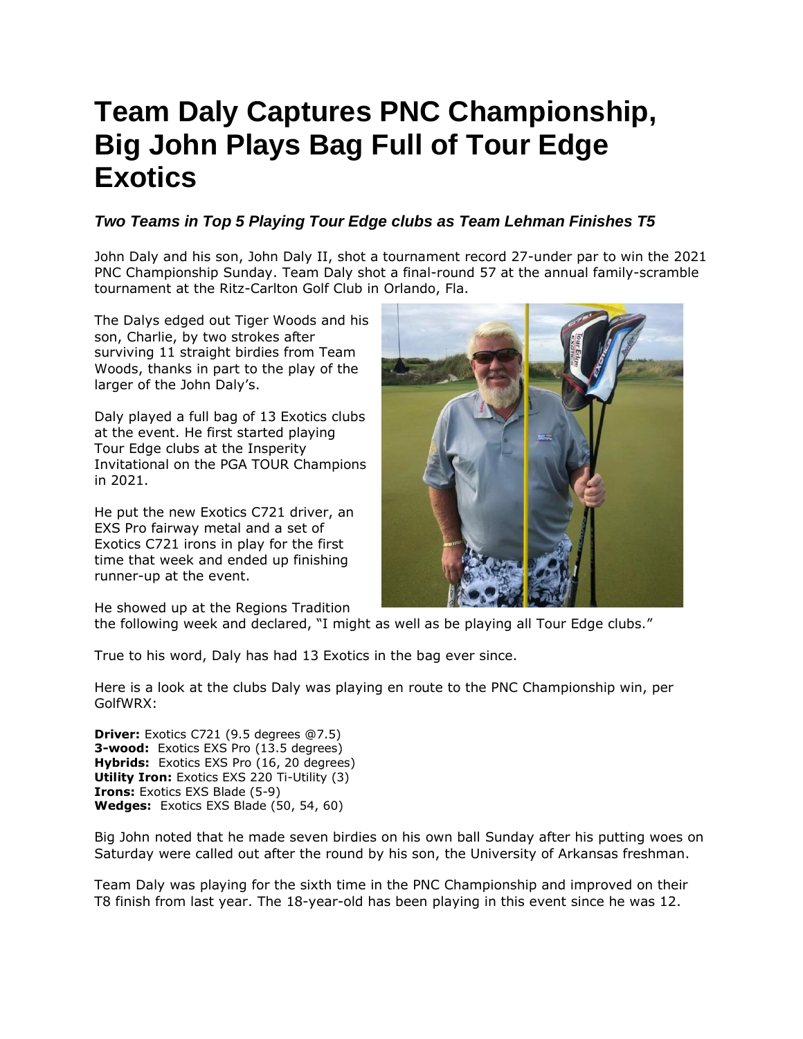# Team Daly Captures PNC Championship, Big John Plays Bag Full of Tour Edge Exotics

### *Two Teams in Top 5 Playing Tour Edge clubs as Team Lehman Finishes T5*

John Daly and his son, John Daly II, shot a tournament record 27-under par to win the 2021 PNC Championship Sunday. Team Daly shot a final-round 57 at the annual family-scramble tournament at the Ritz-Carlton Golf Club in Orlando, Fla.

The Dalys edged out Tiger Woods and his son, Charlie, by two strokes after surviving 11 straight birdies from Team Woods, thanks in part to the play of the larger of the John Daly's.

Daly played a full bag of 13 Exotics clubs at the event. He first started playing Tour Edge clubs at the Insperity Invitational on the PGA TOUR Champions in 2021.

He put the new Exotics C721 driver, an EXS Pro fairway metal and a set of Exotics C721 irons in play for the first time that week and ended up finishing runner-up at the event.

He showed up at the Regions Tradition the following week and declared, "I might as well as be playing all Tour Edge clubs."

True to his word, Daly has had 13 Exotics in the bag ever since.

Here is a look at the clubs Daly was playing en route to the PNC Championship win, per GolfWRX:

**Driver:** Exotics C721 (9.5 degrees @7.5)
**3-wood:** Exotics EXS Pro (13.5 degrees)
**Hybrids:** Exotics EXS Pro (16, 20 degrees)
**Utility Iron:** Exotics EXS 220 Ti-Utility (3)
**Irons:** Exotics EXS Blade (5-9)
**Wedges:** Exotics EXS Blade (50, 54, 60)

Big John noted that he made seven birdies on his own ball Sunday after his putting woes on Saturday were called out after the round by his son, the University of Arkansas freshman.

Team Daly was playing for the sixth time in the PNC Championship and improved on their T8 finish from last year. The 18-year-old has been playing in this event since he was 12.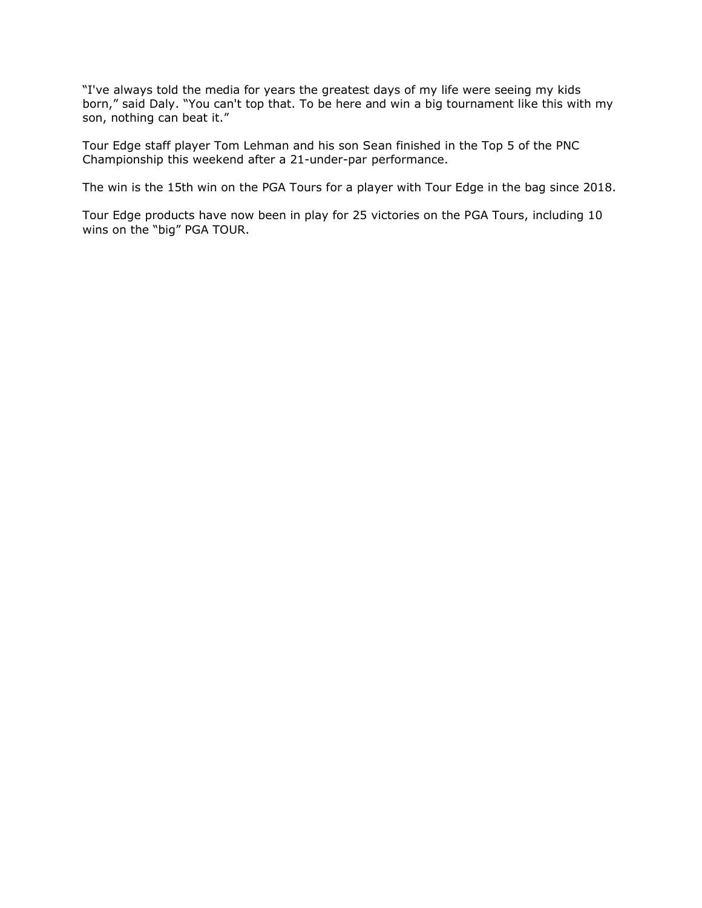“I've always told the media for years the greatest days of my life were seeing my kids born,” said Daly. “You can't top that. To be here and win a big tournament like this with my son, nothing can beat it.”

Tour Edge staff player Tom Lehman and his son Sean finished in the Top 5 of the PNC Championship this weekend after a 21-under-par performance.

The win is the 15th win on the PGA Tours for a player with Tour Edge in the bag since 2018.

Tour Edge products have now been in play for 25 victories on the PGA Tours, including 10 wins on the “big” PGA TOUR.